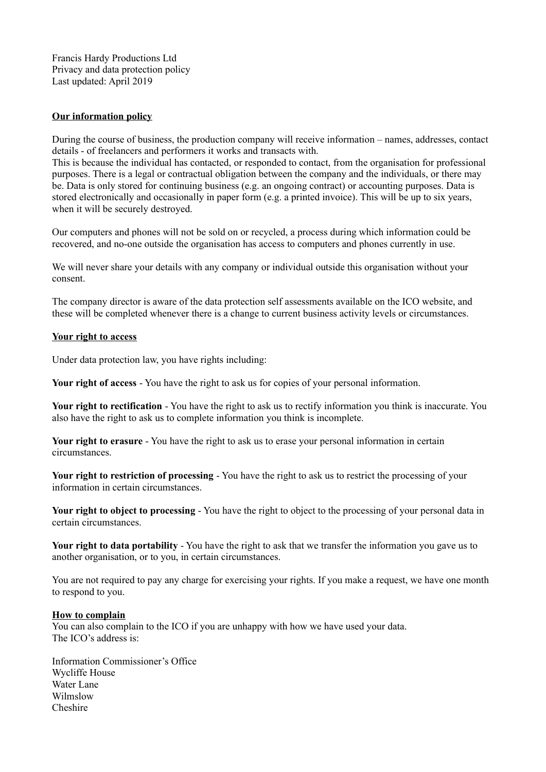Francis Hardy Productions Ltd
Privacy and data protection policy
Last updated: April 2019

## Our information policy

During the course of business, the production company will receive information – names, addresses, contact details - of freelancers and performers it works and transacts with.
This is because the individual has contacted, or responded to contact, from the organisation for professional purposes. There is a legal or contractual obligation between the company and the individuals, or there may be. Data is only stored for continuing business (e.g. an ongoing contract) or accounting purposes. Data is stored electronically and occasionally in paper form (e.g. a printed invoice). This will be up to six years, when it will be securely destroyed.

Our computers and phones will not be sold on or recycled, a process during which information could be recovered, and no-one outside the organisation has access to computers and phones currently in use.

We will never share your details with any company or individual outside this organisation without your consent.

The company director is aware of the data protection self assessments available on the ICO website, and these will be completed whenever there is a change to current business activity levels or circumstances.

## Your right to access

Under data protection law, you have rights including:

**Your right of access** - You have the right to ask us for copies of your personal information.

**Your right to rectification** - You have the right to ask us to rectify information you think is inaccurate. You also have the right to ask us to complete information you think is incomplete.

**Your right to erasure** - You have the right to ask us to erase your personal information in certain circumstances.

**Your right to restriction of processing** - You have the right to ask us to restrict the processing of your information in certain circumstances.

**Your right to object to processing** - You have the right to object to the processing of your personal data in certain circumstances.

**Your right to data portability** - You have the right to ask that we transfer the information you gave us to another organisation, or to you, in certain circumstances.

You are not required to pay any charge for exercising your rights. If you make a request, we have one month to respond to you.

## How to complain

You can also complain to the ICO if you are unhappy with how we have used your data.
The ICO's address is:

Information Commissioner's Office
Wycliffe House
Water Lane
Wilmslow
Cheshire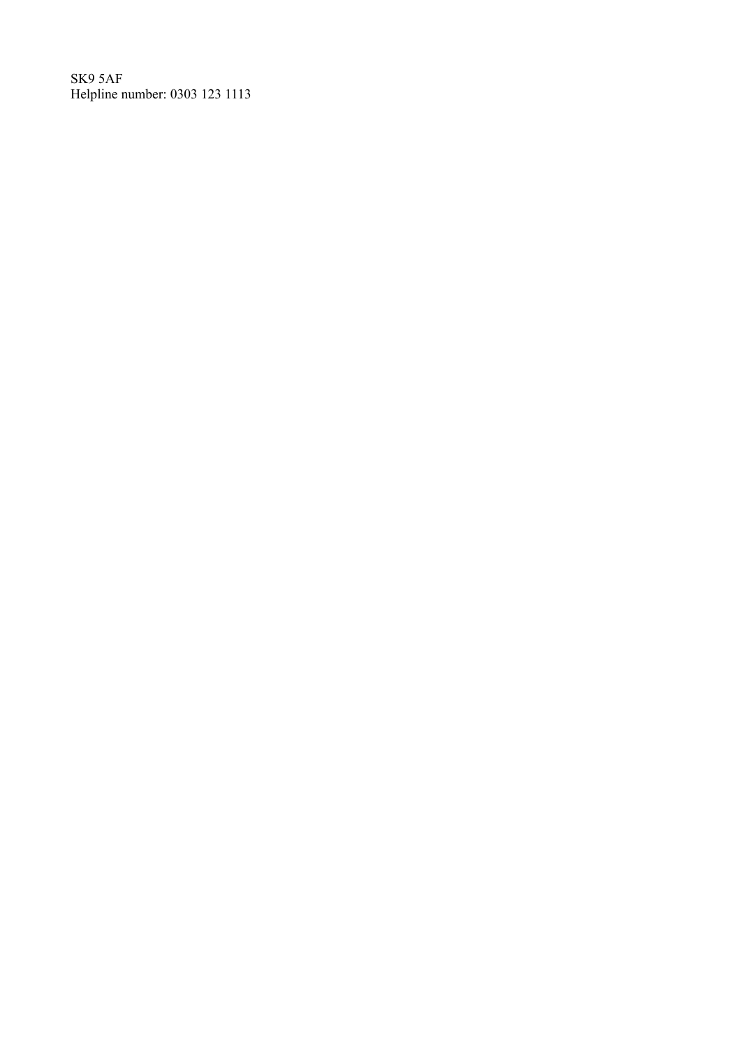SK9 5AF
Helpline number: 0303 123 1113